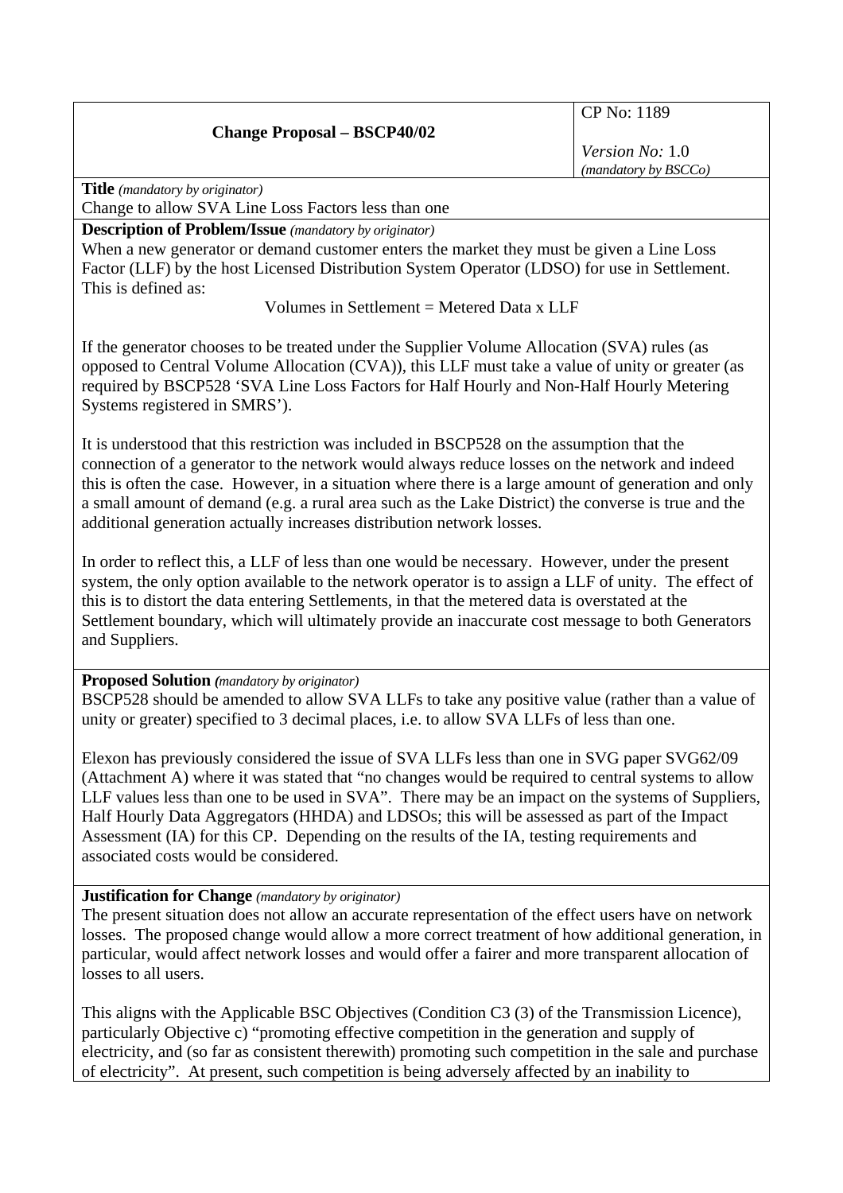| **Change Proposal – BSCP40/02** | CP No: 1189<br><br>*Version No:* 1.0<br>*(mandatory by BSCCo)* |
|---|---|

**Title** *(mandatory by originator)*

Change to allow SVA Line Loss Factors less than one

**Description of Problem/Issue** *(mandatory by originator)*

When a new generator or demand customer enters the market they must be given a Line Loss Factor (LLF) by the host Licensed Distribution System Operator (LDSO) for use in Settlement. This is defined as:

Volumes in Settlement = Metered Data x LLF

If the generator chooses to be treated under the Supplier Volume Allocation (SVA) rules (as opposed to Central Volume Allocation (CVA)), this LLF must take a value of unity or greater (as required by BSCP528 'SVA Line Loss Factors for Half Hourly and Non-Half Hourly Metering Systems registered in SMRS').

It is understood that this restriction was included in BSCP528 on the assumption that the connection of a generator to the network would always reduce losses on the network and indeed this is often the case. However, in a situation where there is a large amount of generation and only a small amount of demand (e.g. a rural area such as the Lake District) the converse is true and the additional generation actually increases distribution network losses.

In order to reflect this, a LLF of less than one would be necessary. However, under the present system, the only option available to the network operator is to assign a LLF of unity. The effect of this is to distort the data entering Settlements, in that the metered data is overstated at the Settlement boundary, which will ultimately provide an inaccurate cost message to both Generators and Suppliers.

**Proposed Solution** *(mandatory by originator)*

BSCP528 should be amended to allow SVA LLFs to take any positive value (rather than a value of unity or greater) specified to 3 decimal places, i.e. to allow SVA LLFs of less than one.

Elexon has previously considered the issue of SVA LLFs less than one in SVG paper SVG62/09 (Attachment A) where it was stated that "no changes would be required to central systems to allow LLF values less than one to be used in SVA". There may be an impact on the systems of Suppliers, Half Hourly Data Aggregators (HHDA) and LDSOs; this will be assessed as part of the Impact Assessment (IA) for this CP. Depending on the results of the IA, testing requirements and associated costs would be considered.

**Justification for Change** *(mandatory by originator)*

The present situation does not allow an accurate representation of the effect users have on network losses. The proposed change would allow a more correct treatment of how additional generation, in particular, would affect network losses and would offer a fairer and more transparent allocation of losses to all users.

This aligns with the Applicable BSC Objectives (Condition C3 (3) of the Transmission Licence), particularly Objective c) "promoting effective competition in the generation and supply of electricity, and (so far as consistent therewith) promoting such competition in the sale and purchase of electricity". At present, such competition is being adversely affected by an inability to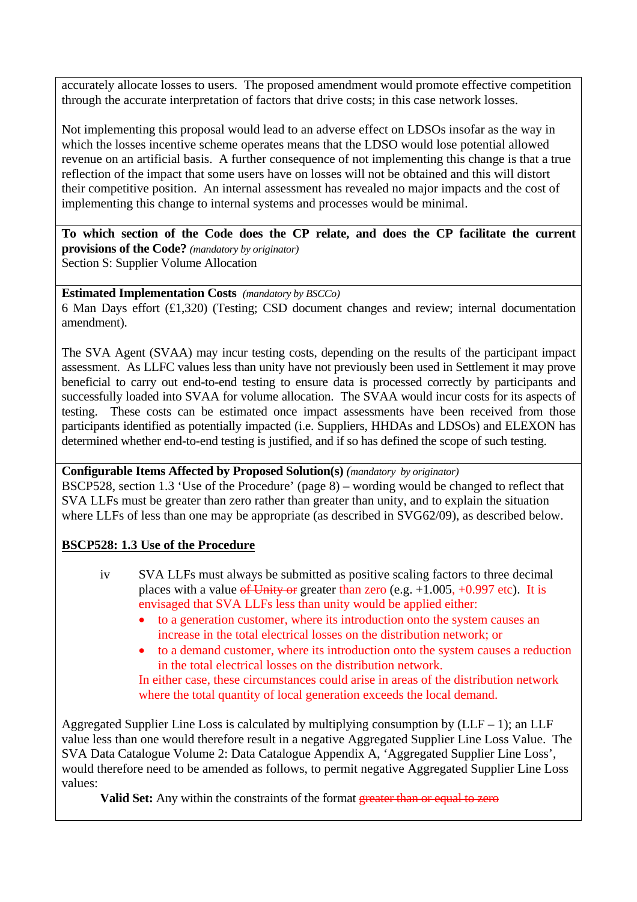accurately allocate losses to users. The proposed amendment would promote effective competition through the accurate interpretation of factors that drive costs; in this case network losses.

Not implementing this proposal would lead to an adverse effect on LDSOs insofar as the way in which the losses incentive scheme operates means that the LDSO would lose potential allowed revenue on an artificial basis. A further consequence of not implementing this change is that a true reflection of the impact that some users have on losses will not be obtained and this will distort their competitive position. An internal assessment has revealed no major impacts and the cost of implementing this change to internal systems and processes would be minimal.

**To which section of the Code does the CP relate, and does the CP facilitate the current provisions of the Code?** *(mandatory by originator)*
Section S: Supplier Volume Allocation

**Estimated Implementation Costs** *(mandatory by BSCCo)*
6 Man Days effort (£1,320) (Testing; CSD document changes and review; internal documentation amendment).

The SVA Agent (SVAA) may incur testing costs, depending on the results of the participant impact assessment. As LLFC values less than unity have not previously been used in Settlement it may prove beneficial to carry out end-to-end testing to ensure data is processed correctly by participants and successfully loaded into SVAA for volume allocation. The SVAA would incur costs for its aspects of testing. These costs can be estimated once impact assessments have been received from those participants identified as potentially impacted (i.e. Suppliers, HHDAs and LDSOs) and ELEXON has determined whether end-to-end testing is justified, and if so has defined the scope of such testing.

**Configurable Items Affected by Proposed Solution(s)** *(mandatory by originator)*
BSCP528, section 1.3 'Use of the Procedure' (page 8) – wording would be changed to reflect that SVA LLFs must be greater than zero rather than greater than unity, and to explain the situation where LLFs of less than one may be appropriate (as described in SVG62/09), as described below.

<u>**BSCP528: 1.3 Use of the Procedure**</u>

iv SVA LLFs must always be submitted as positive scaling factors to three decimal places with a value ~~of Unity or~~ greater than zero (e.g. +1.005, +0.997 etc). It is envisaged that SVA LLFs less than unity would be applied either:

- to a generation customer, where its introduction onto the system causes an increase in the total electrical losses on the distribution network; or
- to a demand customer, where its introduction onto the system causes a reduction in the total electrical losses on the distribution network.

In either case, these circumstances could arise in areas of the distribution network where the total quantity of local generation exceeds the local demand.

Aggregated Supplier Line Loss is calculated by multiplying consumption by (LLF – 1); an LLF value less than one would therefore result in a negative Aggregated Supplier Line Loss Value. The SVA Data Catalogue Volume 2: Data Catalogue Appendix A, 'Aggregated Supplier Line Loss', would therefore need to be amended as follows, to permit negative Aggregated Supplier Line Loss values:

**Valid Set:** Any within the constraints of the format ~~greater than or equal to zero~~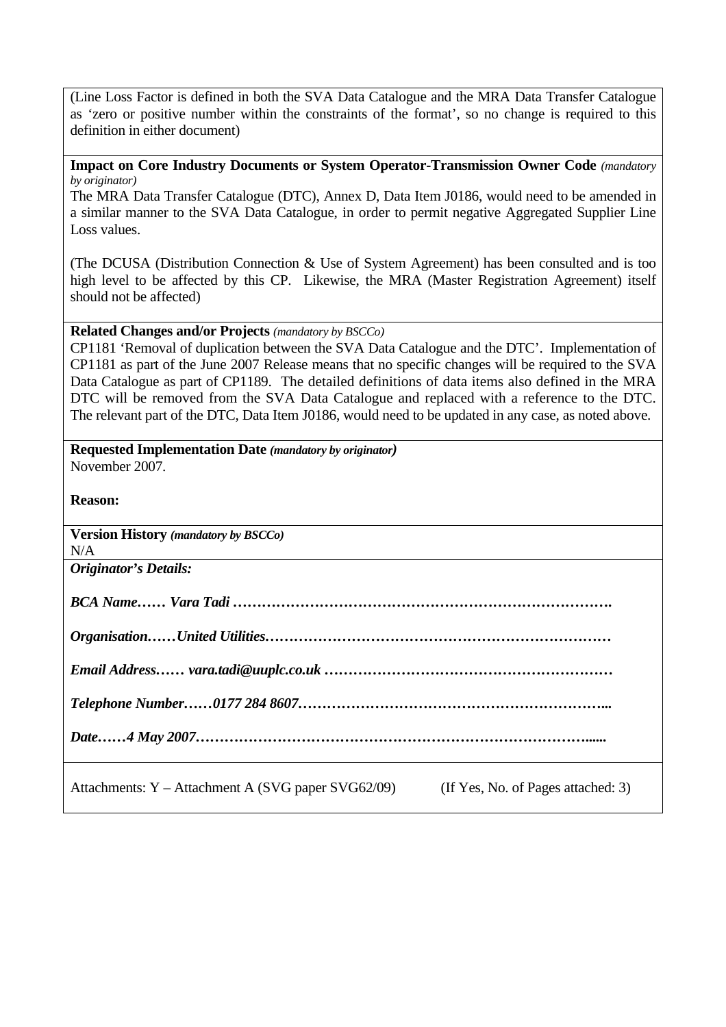(Line Loss Factor is defined in both the SVA Data Catalogue and the MRA Data Transfer Catalogue as 'zero or positive number within the constraints of the format', so no change is required to this definition in either document)

**Impact on Core Industry Documents or System Operator-Transmission Owner Code** *(mandatory by originator)*

The MRA Data Transfer Catalogue (DTC), Annex D, Data Item J0186, would need to be amended in a similar manner to the SVA Data Catalogue, in order to permit negative Aggregated Supplier Line Loss values.

(The DCUSA (Distribution Connection & Use of System Agreement) has been consulted and is too high level to be affected by this CP. Likewise, the MRA (Master Registration Agreement) itself should not be affected)

**Related Changes and/or Projects** *(mandatory by BSCCo)*

CP1181 'Removal of duplication between the SVA Data Catalogue and the DTC'. Implementation of CP1181 as part of the June 2007 Release means that no specific changes will be required to the SVA Data Catalogue as part of CP1189. The detailed definitions of data items also defined in the MRA DTC will be removed from the SVA Data Catalogue and replaced with a reference to the DTC. The relevant part of the DTC, Data Item J0186, would need to be updated in any case, as noted above.

**Requested Implementation Date** ***(mandatory by originator)***

November 2007.

**Reason:**

**Version History** ***(mandatory by BSCCo)***

N/A

***Originator's Details:***

***BCA Name…… Vara Tadi …………………………………………………………………….***

***Organisation……United Utilities………………………………………………………………***

***Email Address…… vara.tadi@uuplc.co.uk …………………………………………………***

***Telephone Number……0177 284 8607………………………………………………………...***

***Date……4 May 2007………………………………………………………………………......***

Attachments: Y – Attachment A (SVG paper SVG62/09) (If Yes, No. of Pages attached: 3)